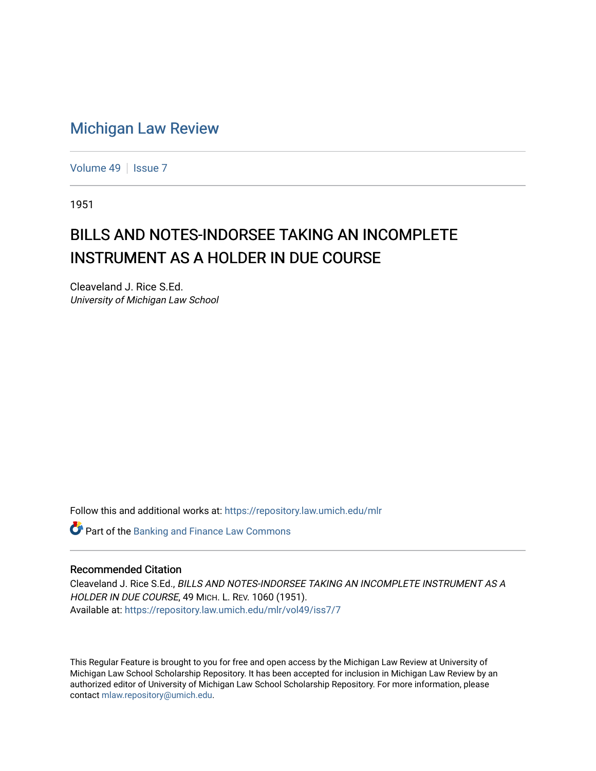# Michigan Law Review

Volume 49 | Issue 7

1951

## BILLS AND NOTES-INDORSEE TAKING AN INCOMPLETE INSTRUMENT AS A HOLDER IN DUE COURSE

Cleaveland J. Rice S.Ed.
*University of Michigan Law School*

Follow this and additional works at: https://repository.law.umich.edu/mlr

Part of the Banking and Finance Law Commons

### Recommended Citation

Cleaveland J. Rice S.Ed., *BILLS AND NOTES-INDORSEE TAKING AN INCOMPLETE INSTRUMENT AS A HOLDER IN DUE COURSE*, 49 MICH. L. REV. 1060 (1951).
Available at: https://repository.law.umich.edu/mlr/vol49/iss7/7

This Regular Feature is brought to you for free and open access by the Michigan Law Review at University of Michigan Law School Scholarship Repository. It has been accepted for inclusion in Michigan Law Review by an authorized editor of University of Michigan Law School Scholarship Repository. For more information, please contact mlaw.repository@umich.edu.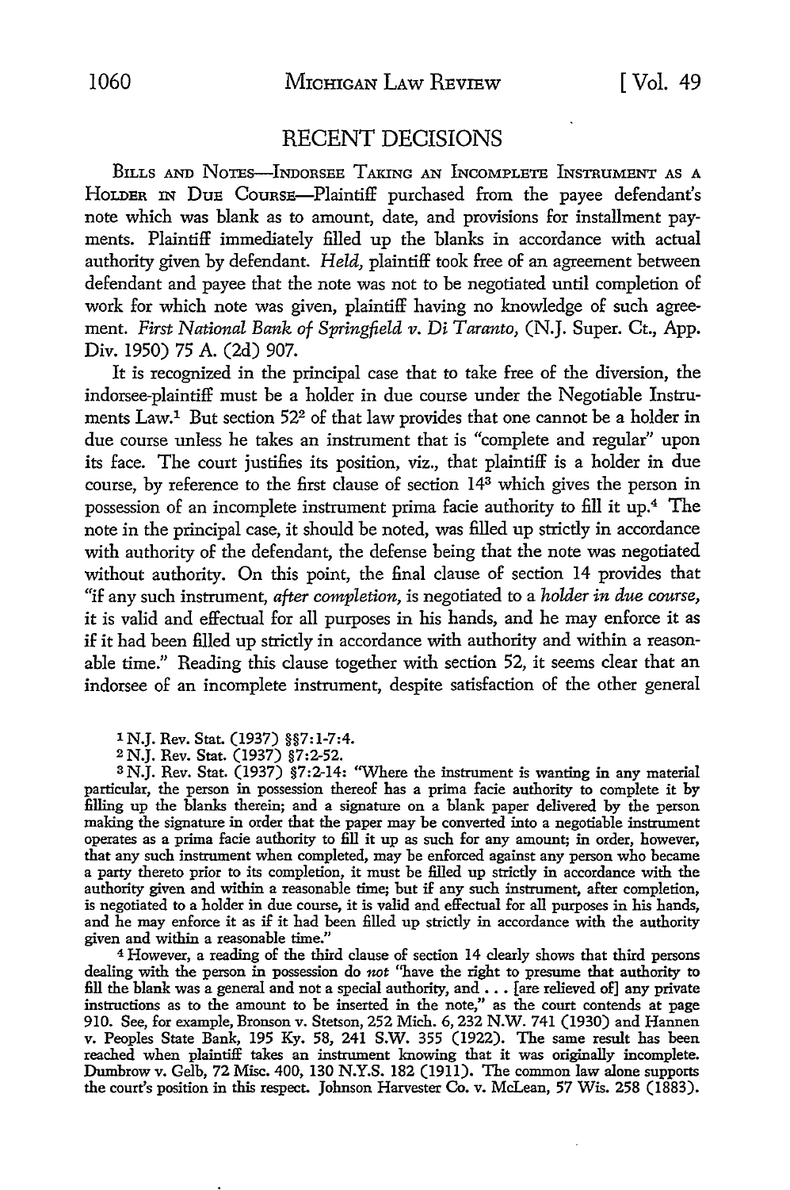## RECENT DECISIONS

BILLS AND NOTES—INDORSEE TAKING AN INCOMPLETE INSTRUMENT AS A HOLDER IN DUE COURSE—Plaintiff purchased from the payee defendant's note which was blank as to amount, date, and provisions for installment payments. Plaintiff immediately filled up the blanks in accordance with actual authority given by defendant. *Held,* plaintiff took free of an agreement between defendant and payee that the note was not to be negotiated until completion of work for which note was given, plaintiff having no knowledge of such agreement. *First National Bank of Springfield v. Di Taranto,* (N.J. Super. Ct., App. Div. 1950) 75 A. (2d) 907.

It is recognized in the principal case that to take free of the diversion, the indorsee-plaintiff must be a holder in due course under the Negotiable Instruments Law.[1] But section 52[2] of that law provides that one cannot be a holder in due course unless he takes an instrument that is "complete and regular" upon its face. The court justifies its position, viz., that plaintiff is a holder in due course, by reference to the first clause of section 14[3] which gives the person in possession of an incomplete instrument prima facie authority to fill it up.[4] The note in the principal case, it should be noted, was filled up strictly in accordance with authority of the defendant, the defense being that the note was negotiated without authority. On this point, the final clause of section 14 provides that "if any such instrument, *after completion,* is negotiated to a *holder in due course,* it is valid and effectual for all purposes in his hands, and he may enforce it as if it had been filled up strictly in accordance with authority and within a reasonable time." Reading this clause together with section 52, it seems clear that an indorsee of an incomplete instrument, despite satisfaction of the other general

---

[1] N.J. Rev. Stat. (1937) §§7:1-7:4.

[2] N.J. Rev. Stat. (1937) §7:2-52.

[3] N.J. Rev. Stat. (1937) §7:2-14: "Where the instrument is wanting in any material particular, the person in possession thereof has a prima facie authority to complete it by filling up the blanks therein; and a signature on a blank paper delivered by the person making the signature in order that the paper may be converted into a negotiable instrument operates as a prima facie authority to fill it up as such for any amount; in order, however, that any such instrument when completed, may be enforced against any person who became a party thereto prior to its completion, it must be filled up strictly in accordance with the authority given and within a reasonable time; but if any such instrument, after completion, is negotiated to a holder in due course, it is valid and effectual for all purposes in his hands, and he may enforce it as if it had been filled up strictly in accordance with the authority given and within a reasonable time."

[4] However, a reading of the third clause of section 14 clearly shows that third persons dealing with the person in possession do *not* "have the right to presume that authority to fill the blank was a general and not a special authority, and . . . [are relieved of] any private instructions as to the amount to be inserted in the note," as the court contends at page 910. See, for example, Bronson v. Stetson, 252 Mich. 6, 232 N.W. 741 (1930) and Hannen v. Peoples State Bank, 195 Ky. 58, 241 S.W. 355 (1922). The same result has been reached when plaintiff takes an instrument knowing that it was originally incomplete. Dumbrow v. Gelb, 72 Misc. 400, 130 N.Y.S. 182 (1911). The common law alone supports the court's position in this respect. Johnson Harvester Co. v. McLean, 57 Wis. 258 (1883).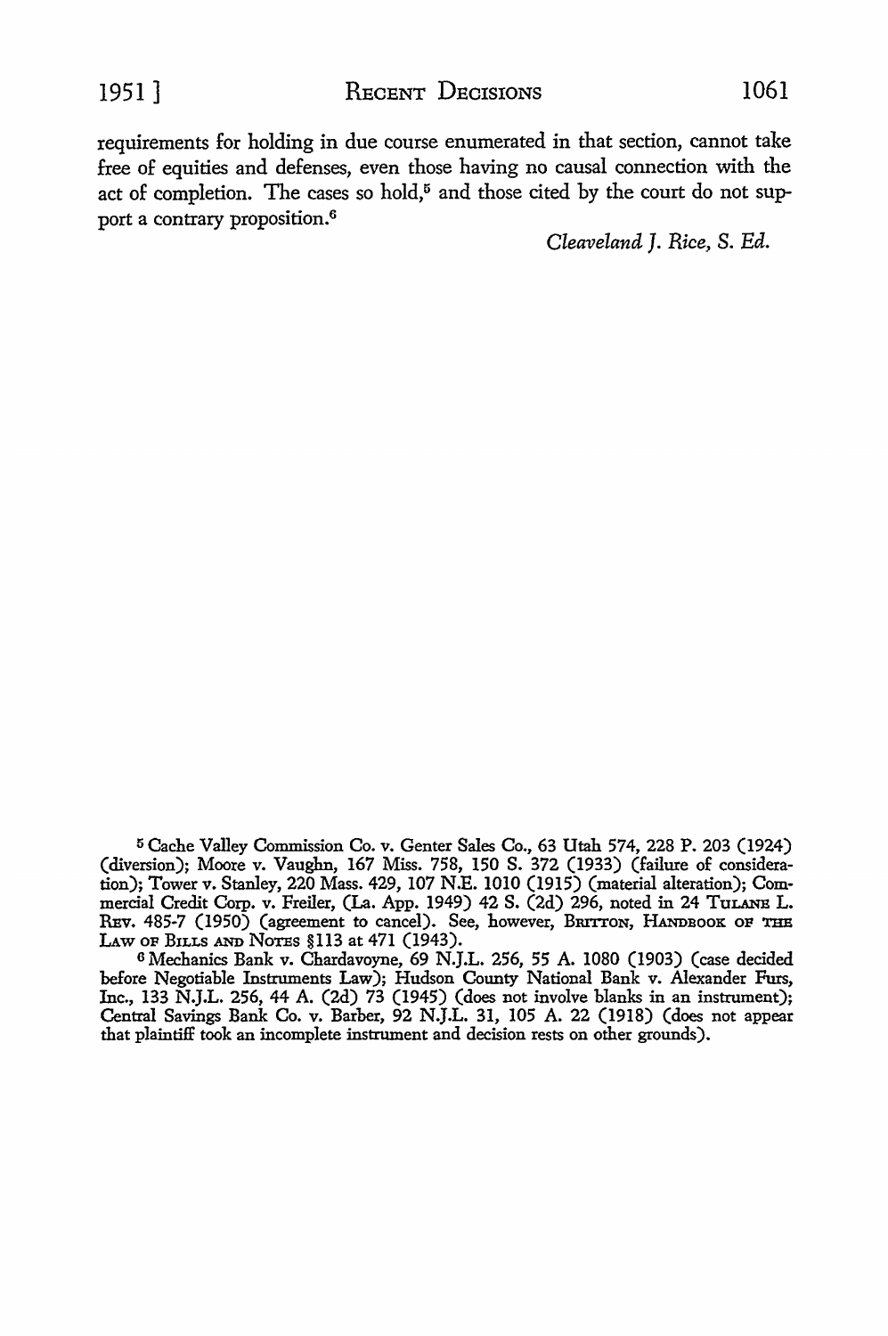requirements for holding in due course enumerated in that section, cannot take free of equities and defenses, even those having no causal connection with the act of completion. The cases so hold,[5] and those cited by the court do not support a contrary proposition.[6]

*Cleaveland J. Rice, S. Ed.*

---

[5] Cache Valley Commission Co. v. Genter Sales Co., 63 Utah 574, 228 P. 203 (1924) (diversion); Moore v. Vaughn, 167 Miss. 758, 150 S. 372 (1933) (failure of consideration); Tower v. Stanley, 220 Mass. 429, 107 N.E. 1010 (1915) (material alteration); Commercial Credit Corp. v. Freiler, (La. App. 1949) 42 S. (2d) 296, noted in 24 TULANE L. REV. 485-7 (1950) (agreement to cancel). See, however, BRITTON, HANDBOOK OF THE LAW OF BILLS AND NOTES §113 at 471 (1943).

[6] Mechanics Bank v. Chardavoyne, 69 N.J.L. 256, 55 A. 1080 (1903) (case decided before Negotiable Instruments Law); Hudson County National Bank v. Alexander Furs, Inc., 133 N.J.L. 256, 44 A. (2d) 73 (1945) (does not involve blanks in an instrument); Central Savings Bank Co. v. Barber, 92 N.J.L. 31, 105 A. 22 (1918) (does not appear that plaintiff took an incomplete instrument and decision rests on other grounds).